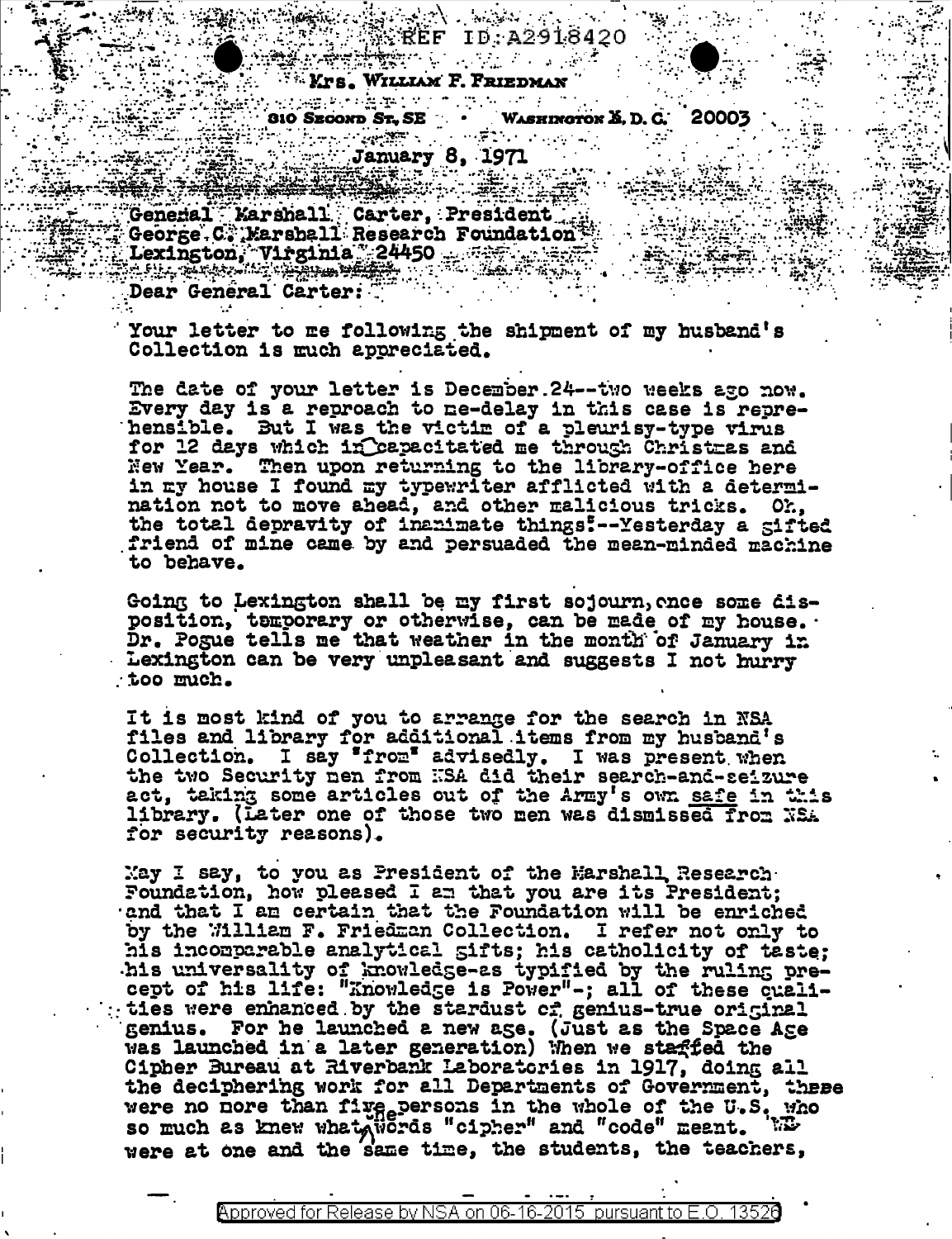REF ID:A2918420

**Mrs. William F. Friedman**

310 Second St, SE • Washington E, D. C. 20003

January 8, 1971

General Marshall Carter, President
George C. Marshall Research Foundation
Lexington, Virginia 24450

Dear General Carter:

Your letter to me following the shipment of my husband's Collection is much appreciated.

The date of your letter is December 24--two weeks ago now. Every day is a reproach to me-delay in this case is reprehensible. But I was the victim of a pleurisy-type virus for 12 days which incapacitated me through Christmas and New Year. Then upon returning to the library-office here in my house I found my typewriter afflicted with a determination not to move ahead, and other malicious tricks. Oh, the total depravity of inanimate things!--Yesterday a gifted friend of mine came by and persuaded the mean-minded machine to behave.

Going to Lexington shall be my first sojourn, once some disposition, temporary or otherwise, can be made of my house. Dr. Pogue tells me that weather in the month of January in Lexington can be very unpleasant and suggests I not hurry too much.

It is most kind of you to arrange for the search in NSA files and library for additional items from my husband's Collection. I say "from" advisedly. I was present when the two Security men from NSA did their search-and-seizure act, taking some articles out of the Army's own safe in this library. (Later one of those two men was dismissed from NSA for security reasons).

May I say, to you as President of the Marshall Research Foundation, how pleased I am that you are its President; and that I am certain that the Foundation will be enriched by the William F. Friedman Collection. I refer not only to his incomparable analytical gifts; his catholicity of taste; his universality of knowledge-as typified by the ruling precept of his life: "Knowledge is Power"-; all of these qualities were enhanced by the stardust of genius-true original genius. For he launched a new age. (Just as the Space Age was launched in a later generation) When we staffed the Cipher Bureau at Riverbank Laboratories in 1917, doing all the deciphering work for all Departments of Government, there were no more than five persons in the whole of the U.S. who so much as knew what the words "cipher" and "code" meant. WE were at one and the same time, the students, the teachers,

Approved for Release by NSA on 06-16-2015 pursuant to E.O. 13526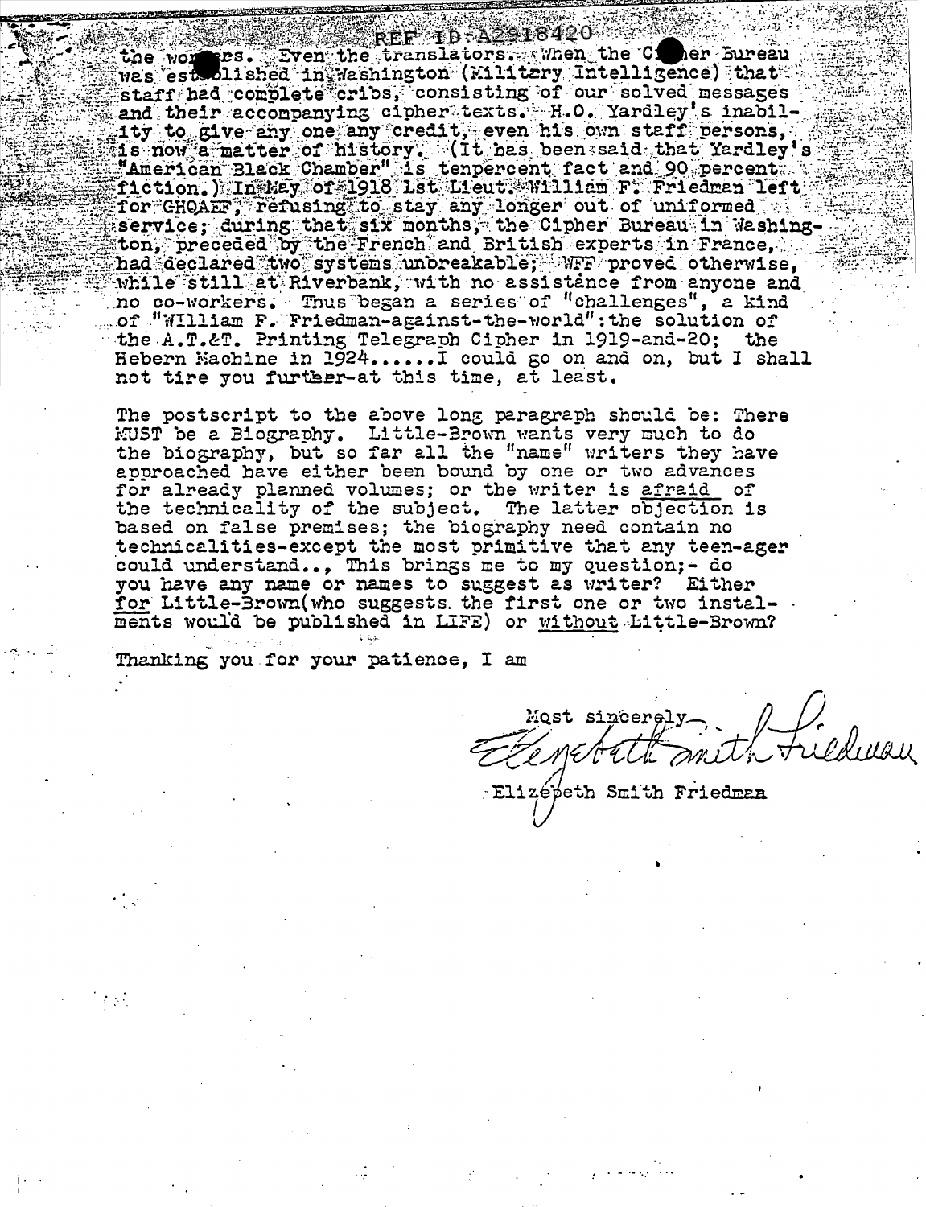the wor■ers. Even the translators. When the C■her Bureau was est■blished in Washington (Military Intelligence) that staff had complete cribs, consisting of our solved messages and their accompanying cipher texts. H.O. Yardley's inability to give any one any credit, even his own staff persons, is now a matter of history. (It has been said that Yardley's "American Black Chamber" is tenpercent fact and 90 percent fiction.) In May of 1918 1st Lieut. William F. Friedman left for GHQAEF, refusing to stay any longer out of uniformed service; during that six months, the Cipher Bureau in Washington, preceded by the French and British experts in France, had declared two systems unbreakable; WFF proved otherwise, while still at Riverbank, with no assistance from anyone and no co-workers. Thus began a series of "challenges", a kind of "William F. Friedman-against-the-world": the solution of the A.T.&T. Printing Telegraph Cipher in 1919-and-20; the Hebern Machine in 1924......I could go on and on, but I shall not tire you further-at this time, at least.

The postscript to the above long paragraph should be: There MUST be a Biography. Little-Brown wants very much to do the biography, but so far all the "name" writers they have approached have either been bound by one or two advances for already planned volumes; or the writer is <u>afraid</u> of the technicality of the subject. The latter objection is based on false premises; the biography need contain no technicalities-except the most primitive that any teen-ager could understand.., This brings me to my question;- do you have any name or names to suggest as writer? Either <u>for</u> Little-Brown(who suggests the first one or two installments would be published in LIFE) or <u>without</u> Little-Brown?

Thanking you for your patience, I am

Most sincerely,

Elizebeth Smith Friedman

Elizebeth Smith Friedman